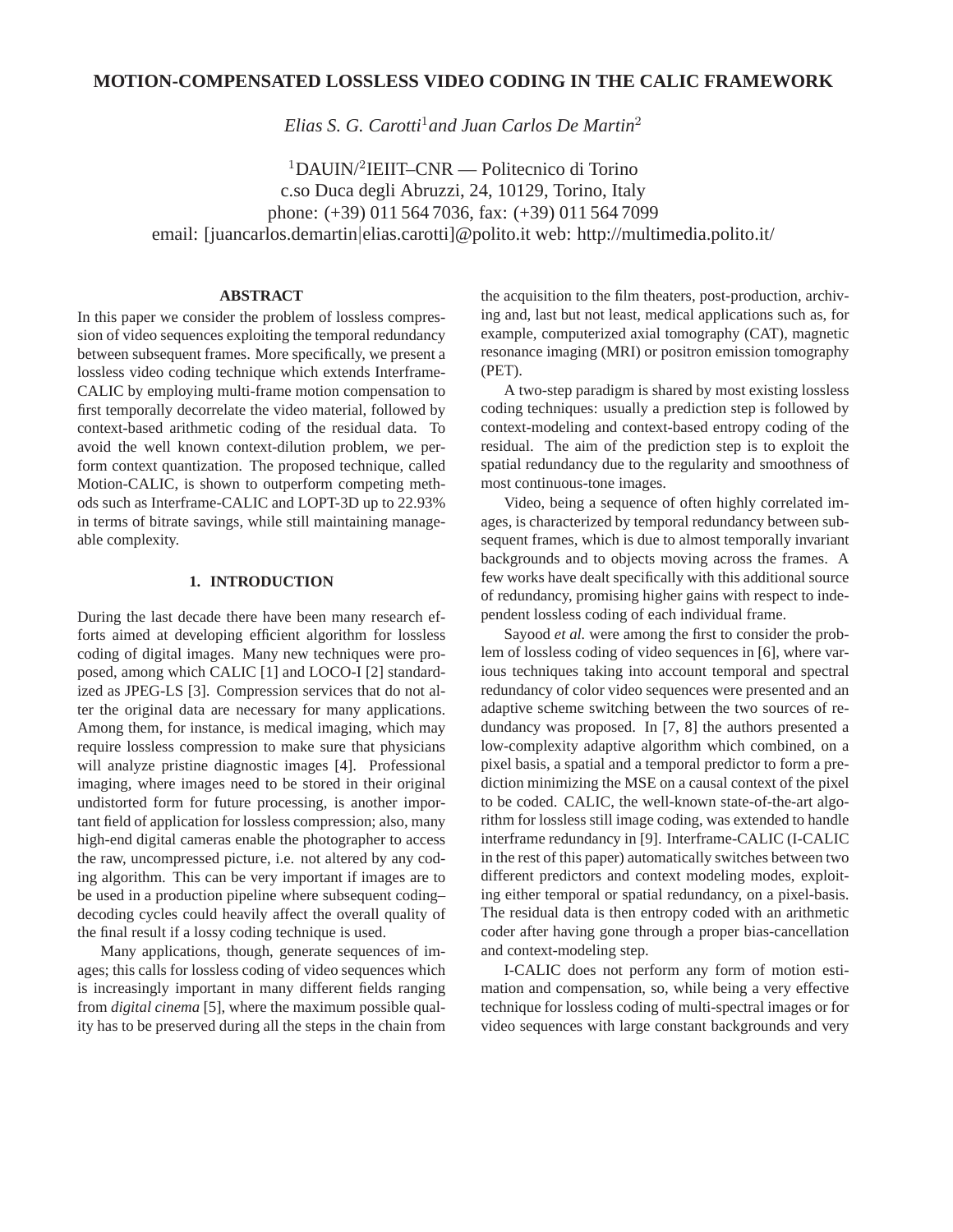# MOTION-COMPENSATED LOSSLESS VIDEO CODING IN THE CALIC FRAMEWORK

*Elias S. G. Carotti*[1] *and Juan Carlos De Martin*[2]

[1]DAUIN/[2]IEIIT–CNR — Politecnico di Torino
c.so Duca degli Abruzzi, 24, 10129, Torino, Italy
phone: (+39) 011 564 7036, fax: (+39) 011 564 7099
email: [juancarlos.demartin|elias.carotti]@polito.it web: http://multimedia.polito.it/

## ABSTRACT

In this paper we consider the problem of lossless compression of video sequences exploiting the temporal redundancy between subsequent frames. More specifically, we present a lossless video coding technique which extends Interframe-CALIC by employing multi-frame motion compensation to first temporally decorrelate the video material, followed by context-based arithmetic coding of the residual data. To avoid the well known context-dilution problem, we perform context quantization. The proposed technique, called Motion-CALIC, is shown to outperform competing methods such as Interframe-CALIC and LOPT-3D up to 22.93% in terms of bitrate savings, while still maintaining manageable complexity.

## 1. INTRODUCTION

During the last decade there have been many research efforts aimed at developing efficient algorithm for lossless coding of digital images. Many new techniques were proposed, among which CALIC [1] and LOCO-I [2] standardized as JPEG-LS [3]. Compression services that do not alter the original data are necessary for many applications. Among them, for instance, is medical imaging, which may require lossless compression to make sure that physicians will analyze pristine diagnostic images [4]. Professional imaging, where images need to be stored in their original undistorted form for future processing, is another important field of application for lossless compression; also, many high-end digital cameras enable the photographer to access the raw, uncompressed picture, i.e. not altered by any coding algorithm. This can be very important if images are to be used in a production pipeline where subsequent coding–decoding cycles could heavily affect the overall quality of the final result if a lossy coding technique is used.

Many applications, though, generate sequences of images; this calls for lossless coding of video sequences which is increasingly important in many different fields ranging from *digital cinema* [5], where the maximum possible quality has to be preserved during all the steps in the chain from the acquisition to the film theaters, post-production, archiving and, last but not least, medical applications such as, for example, computerized axial tomography (CAT), magnetic resonance imaging (MRI) or positron emission tomography (PET).

A two-step paradigm is shared by most existing lossless coding techniques: usually a prediction step is followed by context-modeling and context-based entropy coding of the residual. The aim of the prediction step is to exploit the spatial redundancy due to the regularity and smoothness of most continuous-tone images.

Video, being a sequence of often highly correlated images, is characterized by temporal redundancy between subsequent frames, which is due to almost temporally invariant backgrounds and to objects moving across the frames. A few works have dealt specifically with this additional source of redundancy, promising higher gains with respect to independent lossless coding of each individual frame.

Sayood *et al.* were among the first to consider the problem of lossless coding of video sequences in [6], where various techniques taking into account temporal and spectral redundancy of color video sequences were presented and an adaptive scheme switching between the two sources of redundancy was proposed. In [7, 8] the authors presented a low-complexity adaptive algorithm which combined, on a pixel basis, a spatial and a temporal predictor to form a prediction minimizing the MSE on a causal context of the pixel to be coded. CALIC, the well-known state-of-the-art algorithm for lossless still image coding, was extended to handle interframe redundancy in [9]. Interframe-CALIC (I-CALIC in the rest of this paper) automatically switches between two different predictors and context modeling modes, exploiting either temporal or spatial redundancy, on a pixel-basis. The residual data is then entropy coded with an arithmetic coder after having gone through a proper bias-cancellation and context-modeling step.

I-CALIC does not perform any form of motion estimation and compensation, so, while being a very effective technique for lossless coding of multi-spectral images or for video sequences with large constant backgrounds and very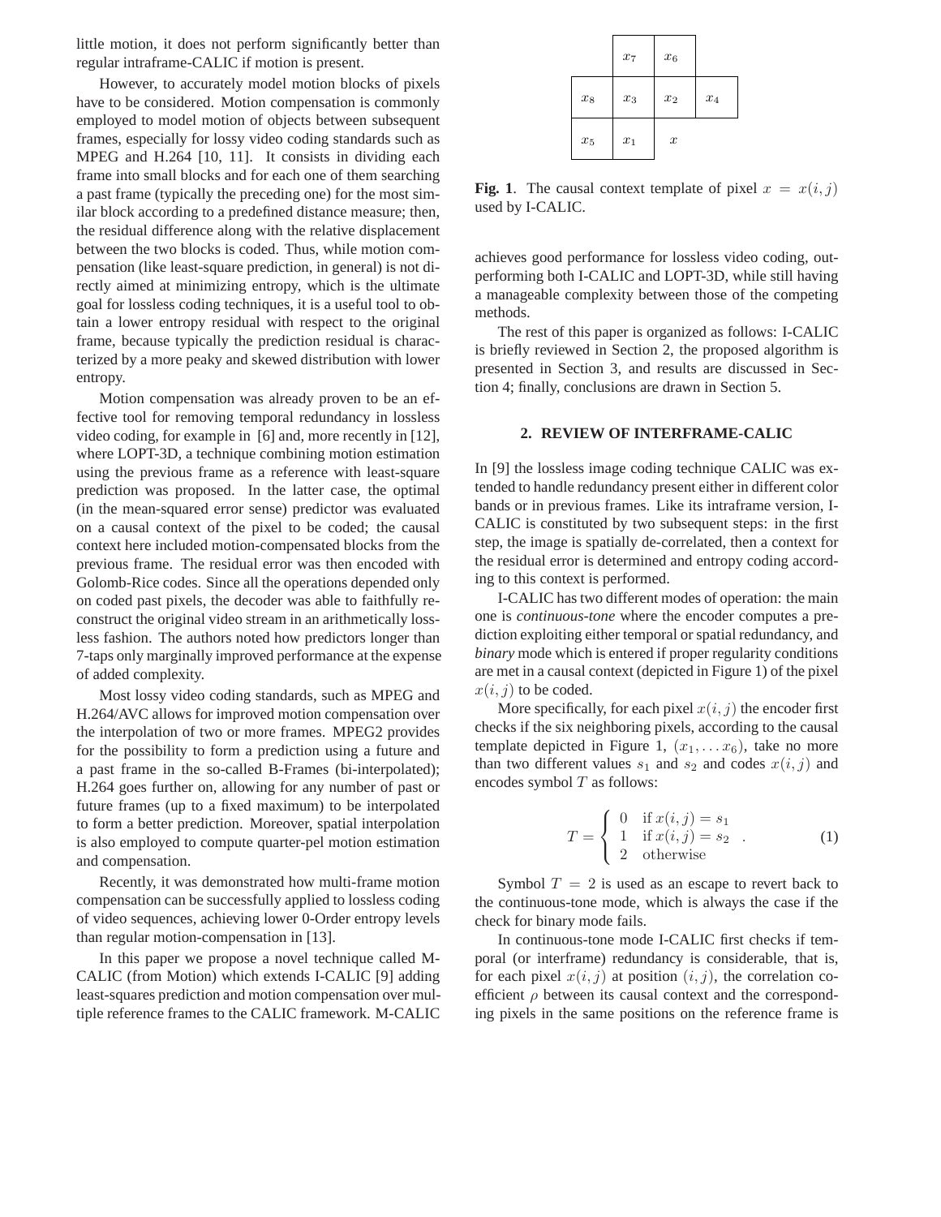little motion, it does not perform significantly better than regular intraframe-CALIC if motion is present.

However, to accurately model motion blocks of pixels have to be considered. Motion compensation is commonly employed to model motion of objects between subsequent frames, especially for lossy video coding standards such as MPEG and H.264 [10, 11]. It consists in dividing each frame into small blocks and for each one of them searching a past frame (typically the preceding one) for the most similar block according to a predefined distance measure; then, the residual difference along with the relative displacement between the two blocks is coded. Thus, while motion compensation (like least-square prediction, in general) is not directly aimed at minimizing entropy, which is the ultimate goal for lossless coding techniques, it is a useful tool to obtain a lower entropy residual with respect to the original frame, because typically the prediction residual is characterized by a more peaky and skewed distribution with lower entropy.

Motion compensation was already proven to be an effective tool for removing temporal redundancy in lossless video coding, for example in [6] and, more recently in [12], where LOPT-3D, a technique combining motion estimation using the previous frame as a reference with least-square prediction was proposed. In the latter case, the optimal (in the mean-squared error sense) predictor was evaluated on a causal context of the pixel to be coded; the causal context here included motion-compensated blocks from the previous frame. The residual error was then encoded with Golomb-Rice codes. Since all the operations depended only on coded past pixels, the decoder was able to faithfully reconstruct the original video stream in an arithmetically lossless fashion. The authors noted how predictors longer than 7-taps only marginally improved performance at the expense of added complexity.

Most lossy video coding standards, such as MPEG and H.264/AVC allows for improved motion compensation over the interpolation of two or more frames. MPEG2 provides for the possibility to form a prediction using a future and a past frame in the so-called B-Frames (bi-interpolated); H.264 goes further on, allowing for any number of past or future frames (up to a fixed maximum) to be interpolated to form a better prediction. Moreover, spatial interpolation is also employed to compute quarter-pel motion estimation and compensation.

Recently, it was demonstrated how multi-frame motion compensation can be successfully applied to lossless coding of video sequences, achieving lower 0-Order entropy levels than regular motion-compensation in [13].

In this paper we propose a novel technique called M-CALIC (from Motion) which extends I-CALIC [9] adding least-squares prediction and motion compensation over multiple reference frames to the CALIC framework. M-CALIC achieves good performance for lossless video coding, outperforming both I-CALIC and LOPT-3D, while still having a manageable complexity between those of the competing methods.

|  |  |  |  |
|---|---|---|---|
|  | $x_7$ | $x_6$ |  |
| $x_8$ | $x_3$ | $x_2$ | $x_4$ |
| $x_5$ | $x_1$ | $x$ |  |

**Fig. 1**. The causal context template of pixel $x = x(i, j)$ used by I-CALIC.

The rest of this paper is organized as follows: I-CALIC is briefly reviewed in Section 2, the proposed algorithm is presented in Section 3, and results are discussed in Section 4; finally, conclusions are drawn in Section 5.

## 2. REVIEW OF INTERFRAME-CALIC

In [9] the lossless image coding technique CALIC was extended to handle redundancy present either in different color bands or in previous frames. Like its intraframe version, I-CALIC is constituted by two subsequent steps: in the first step, the image is spatially de-correlated, then a context for the residual error is determined and entropy coding according to this context is performed.

I-CALIC has two different modes of operation: the main one is *continuous-tone* where the encoder computes a prediction exploiting either temporal or spatial redundancy, and *binary* mode which is entered if proper regularity conditions are met in a causal context (depicted in Figure 1) of the pixel $x(i, j)$ to be coded.

More specifically, for each pixel $x(i, j)$ the encoder first checks if the six neighboring pixels, according to the causal template depicted in Figure 1, $(x_1, \ldots x_6)$, take no more than two different values $s_1$ and $s_2$ and codes $x(i, j)$ and encodes symbol $T$ as follows:

$$T = \begin{cases} 0 & \text{if } x(i,j) = s_1 \\ 1 & \text{if } x(i,j) = s_2 \\ 2 & \text{otherwise} \end{cases} . \tag{1}$$

Symbol $T = 2$ is used as an escape to revert back to the continuous-tone mode, which is always the case if the check for binary mode fails.

In continuous-tone mode I-CALIC first checks if temporal (or interframe) redundancy is considerable, that is, for each pixel $x(i, j)$ at position $(i, j)$, the correlation coefficient $\rho$ between its causal context and the corresponding pixels in the same positions on the reference frame is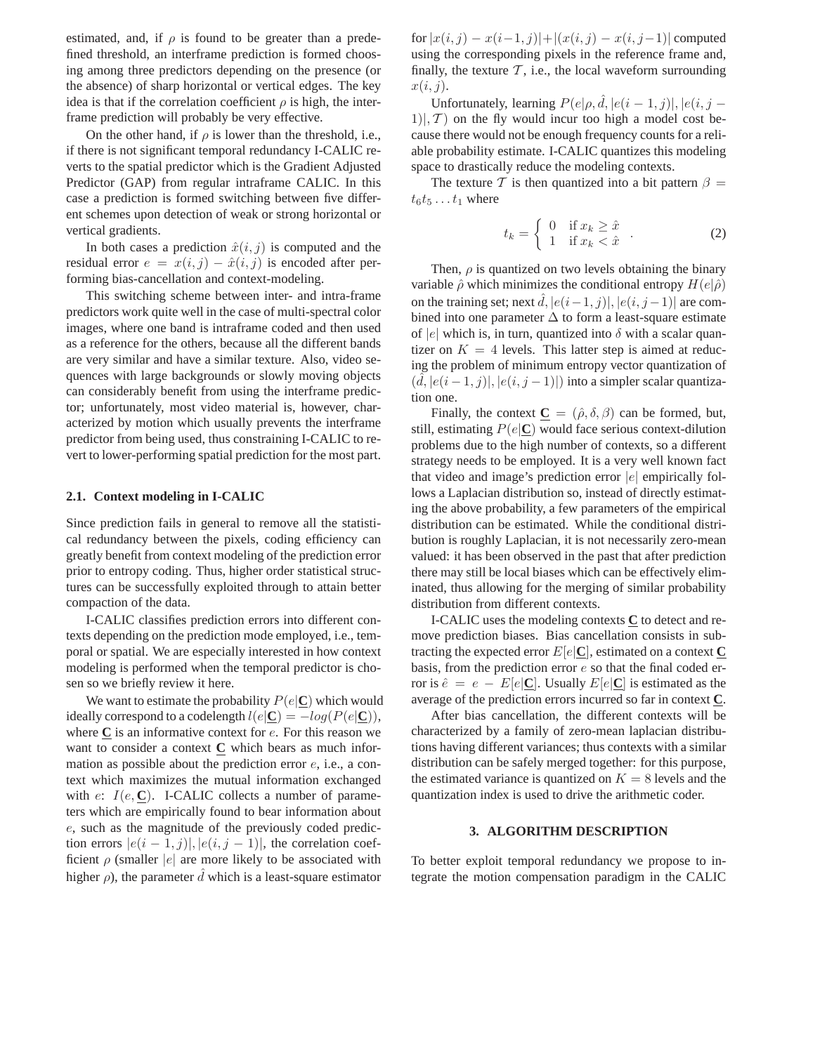estimated, and, if $\rho$ is found to be greater than a predefined threshold, an interframe prediction is formed choosing among three predictors depending on the presence (or the absence) of sharp horizontal or vertical edges. The key idea is that if the correlation coefficient $\rho$ is high, the interframe prediction will probably be very effective.

On the other hand, if $\rho$ is lower than the threshold, i.e., if there is not significant temporal redundancy I-CALIC reverts to the spatial predictor which is the Gradient Adjusted Predictor (GAP) from regular intraframe CALIC. In this case a prediction is formed switching between five different schemes upon detection of weak or strong horizontal or vertical gradients.

In both cases a prediction $\hat{x}(i,j)$ is computed and the residual error $e = x(i,j) - \hat{x}(i,j)$ is encoded after performing bias-cancellation and context-modeling.

This switching scheme between inter- and intra-frame predictors work quite well in the case of multi-spectral color images, where one band is intraframe coded and then used as a reference for the others, because all the different bands are very similar and have a similar texture. Also, video sequences with large backgrounds or slowly moving objects can considerably benefit from using the interframe predictor; unfortunately, most video material is, however, characterized by motion which usually prevents the interframe predictor from being used, thus constraining I-CALIC to revert to lower-performing spatial prediction for the most part.

### 2.1. Context modeling in I-CALIC

Since prediction fails in general to remove all the statistical redundancy between the pixels, coding efficiency can greatly benefit from context modeling of the prediction error prior to entropy coding. Thus, higher order statistical structures can be successfully exploited through to attain better compaction of the data.

I-CALIC classifies prediction errors into different contexts depending on the prediction mode employed, i.e., temporal or spatial. We are especially interested in how context modeling is performed when the temporal predictor is chosen so we briefly review it here.

We want to estimate the probability $P(e|\underline{\mathbf{C}})$ which would ideally correspond to a codelength $l(e|\underline{\mathbf{C}}) = -log(P(e|\underline{\mathbf{C}}))$, where $\underline{\mathbf{C}}$ is an informative context for $e$. For this reason we want to consider a context $\underline{\mathbf{C}}$ which bears as much information as possible about the prediction error $e$, i.e., a context which maximizes the mutual information exchanged with $e$: $I(e, \underline{\mathbf{C}})$. I-CALIC collects a number of parameters which are empirically found to bear information about $e$, such as the magnitude of the previously coded prediction errors $|e(i-1,j)|, |e(i,j-1)|$, the correlation coefficient $\rho$ (smaller $|e|$ are more likely to be associated with higher $\rho$), the parameter $\hat{d}$ which is a least-square estimator for $|x(i,j) - x(i-1,j)| + |(x(i,j) - x(i,j-1)|$ computed using the corresponding pixels in the reference frame and, finally, the texture $\mathcal{T}$, i.e., the local waveform surrounding $x(i,j)$.

Unfortunately, learning $P(e|\rho, \hat{d}, |e(i-1,j)|, |e(i,j-1)|, \mathcal{T})$ on the fly would incur too high a model cost because there would not be enough frequency counts for a reliable probability estimate. I-CALIC quantizes this modeling space to drastically reduce the modeling contexts.

The texture $\mathcal{T}$ is then quantized into a bit pattern $\beta = t_6 t_5 \ldots t_1$ where

$$t_k = \begin{cases} 0 & \text{if } x_k \geq \hat{x} \\ 1 & \text{if } x_k < \hat{x} \end{cases} . \tag{2}$$

Then, $\rho$ is quantized on two levels obtaining the binary variable $\hat{\rho}$ which minimizes the conditional entropy $H(e|\hat{\rho})$ on the training set; next $\hat{d}, |e(i-1,j)|, |e(i,j-1)|$ are combined into one parameter $\Delta$ to form a least-square estimate of $|e|$ which is, in turn, quantized into $\delta$ with a scalar quantizer on $K = 4$ levels. This latter step is aimed at reducing the problem of minimum entropy vector quantization of $(\hat{d}, |e(i-1,j)|, |e(i,j-1)|)$ into a simpler scalar quantization one.

Finally, the context $\underline{\mathbf{C}} = (\hat{\rho}, \delta, \beta)$ can be formed, but, still, estimating $P(e|\underline{\mathbf{C}})$ would face serious context-dilution problems due to the high number of contexts, so a different strategy needs to be employed. It is a very well known fact that video and image's prediction error $|e|$ empirically follows a Laplacian distribution so, instead of directly estimating the above probability, a few parameters of the empirical distribution can be estimated. While the conditional distribution is roughly Laplacian, it is not necessarily zero-mean valued: it has been observed in the past that after prediction there may still be local biases which can be effectively eliminated, thus allowing for the merging of similar probability distribution from different contexts.

I-CALIC uses the modeling contexts $\underline{\mathbf{C}}$ to detect and remove prediction biases. Bias cancellation consists in subtracting the expected error $E[e|\underline{\mathbf{C}}]$, estimated on a context $\underline{\mathbf{C}}$ basis, from the prediction error $e$ so that the final coded error is $\hat{e} = e - E[e|\underline{\mathbf{C}}]$. Usually $E[e|\underline{\mathbf{C}}]$ is estimated as the average of the prediction errors incurred so far in context $\underline{\mathbf{C}}$.

After bias cancellation, the different contexts will be characterized by a family of zero-mean laplacian distributions having different variances; thus contexts with a similar distribution can be safely merged together: for this purpose, the estimated variance is quantized on $K = 8$ levels and the quantization index is used to drive the arithmetic coder.

## 3. ALGORITHM DESCRIPTION

To better exploit temporal redundancy we propose to integrate the motion compensation paradigm in the CALIC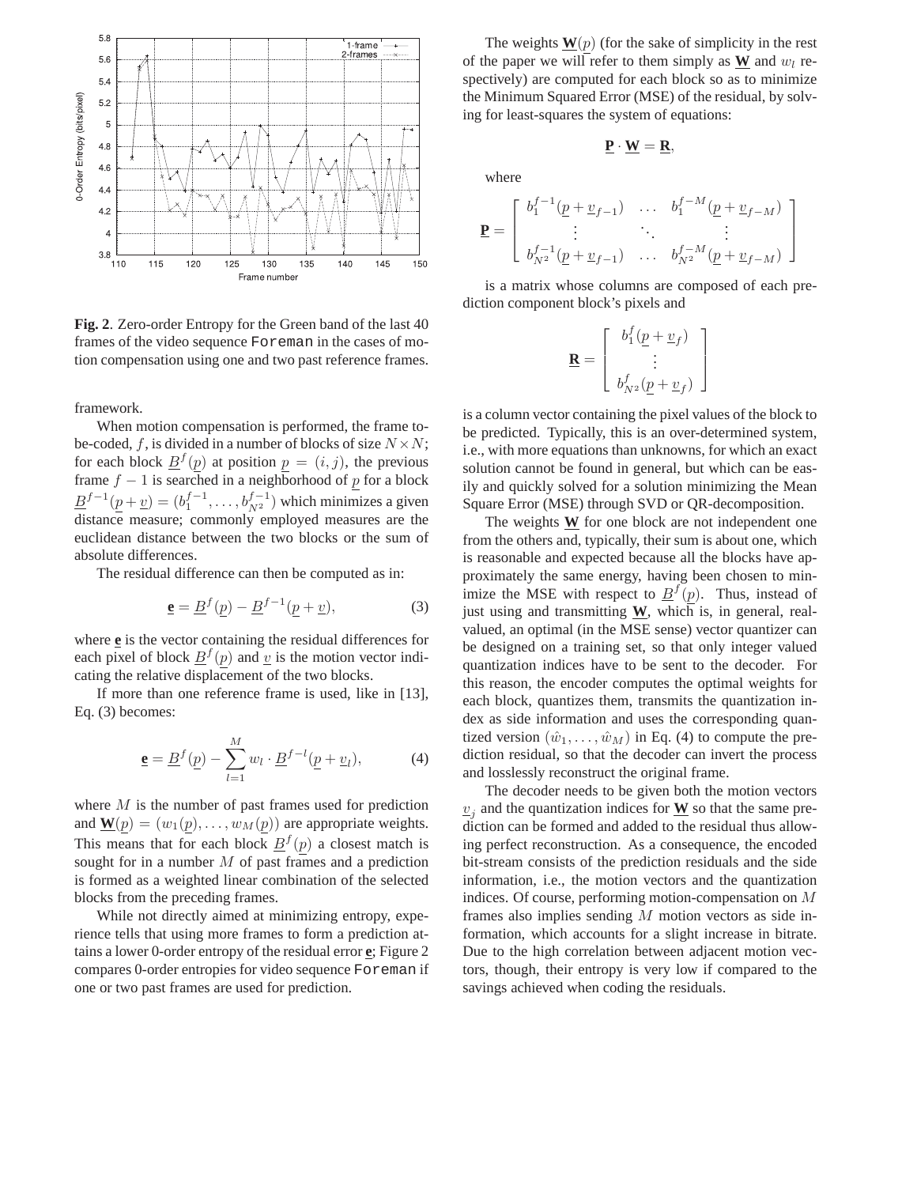**Fig. 2**. Zero-order Entropy for the Green band of the last 40 frames of the video sequence Foreman in the cases of motion compensation using one and two past reference frames.

framework.

When motion compensation is performed, the frame to-be-coded, $f$, is divided in a number of blocks of size $N \times N$; for each block $\underline{B}^f(\underline{p})$ at position $\underline{p} = (i, j)$, the previous frame $f - 1$ is searched in a neighborhood of $\underline{p}$ for a block $\underline{B}^{f-1}(\underline{p} + \underline{v}) = (b_1^{f-1}, \ldots, b_{N^2}^{f-1})$ which minimizes a given distance measure; commonly employed measures are the euclidean distance between the two blocks or the sum of absolute differences.

The residual difference can then be computed as in:

$$\underline{\mathbf{e}} = \underline{B}^f(\underline{p}) - \underline{B}^{f-1}(\underline{p} + \underline{v}), \tag{3}$$

where $\underline{\mathbf{e}}$ is the vector containing the residual differences for each pixel of block $\underline{B}^f(\underline{p})$ and $\underline{v}$ is the motion vector indicating the relative displacement of the two blocks.

If more than one reference frame is used, like in [13], Eq. (3) becomes:

$$\underline{\mathbf{e}} = \underline{B}^f(\underline{p}) - \sum_{l=1}^{M} w_l \cdot \underline{B}^{f-l}(\underline{p} + \underline{v}_l), \tag{4}$$

where $M$ is the number of past frames used for prediction and $\underline{\mathbf{W}}(\underline{p}) = (w_1(\underline{p}), \ldots, w_M(\underline{p}))$ are appropriate weights. This means that for each block $\underline{B}^f(\underline{p})$ a closest match is sought for in a number $M$ of past frames and a prediction is formed as a weighted linear combination of the selected blocks from the preceding frames.

While not directly aimed at minimizing entropy, experience tells that using more frames to form a prediction attains a lower 0-order entropy of the residual error $\underline{\mathbf{e}}$; Figure 2 compares 0-order entropies for video sequence Foreman if one or two past frames are used for prediction.

The weights $\underline{\mathbf{W}}(p)$ (for the sake of simplicity in the rest of the paper we will refer to them simply as $\underline{\mathbf{W}}$ and $w_l$ respectively) are computed for each block so as to minimize the Minimum Squared Error (MSE) of the residual, by solving for least-squares the system of equations:

$$\underline{\mathbf{P}} \cdot \underline{\mathbf{W}} = \underline{\mathbf{R}},$$

where

$$\underline{\mathbf{P}} = \begin{bmatrix} b_1^{f-1}(\underline{p} + \underline{v}_{f-1}) & \ldots & b_1^{f-M}(\underline{p} + \underline{v}_{f-M}) \\ \vdots & \ddots & \vdots \\ b_{N^2}^{f-1}(\underline{p} + \underline{v}_{f-1}) & \ldots & b_{N^2}^{f-M}(\underline{p} + \underline{v}_{f-M}) \end{bmatrix}$$

is a matrix whose columns are composed of each prediction component block's pixels and

$$\underline{\mathbf{R}} = \begin{bmatrix} b_1^f(\underline{p} + \underline{v}_f) \\ \vdots \\ b_{N^2}^f(\underline{p} + \underline{v}_f) \end{bmatrix}$$

is a column vector containing the pixel values of the block to be predicted. Typically, this is an over-determined system, i.e., with more equations than unknowns, for which an exact solution cannot be found in general, but which can be easily and quickly solved for a solution minimizing the Mean Square Error (MSE) through SVD or QR-decomposition.

The weights $\underline{\mathbf{W}}$ for one block are not independent one from the others and, typically, their sum is about one, which is reasonable and expected because all the blocks have approximately the same energy, having been chosen to minimize the MSE with respect to $\underline{B}^f(\underline{p})$. Thus, instead of just using and transmitting $\underline{\mathbf{W}}$, which is, in general, real-valued, an optimal (in the MSE sense) vector quantizer can be designed on a training set, so that only integer valued quantization indices have to be sent to the decoder. For this reason, the encoder computes the optimal weights for each block, quantizes them, transmits the quantization index as side information and uses the corresponding quantized version $(\hat{w}_1, \ldots, \hat{w}_M)$ in Eq. (4) to compute the prediction residual, so that the decoder can invert the process and losslessly reconstruct the original frame.

The decoder needs to be given both the motion vectors $\underline{v}_j$ and the quantization indices for $\underline{\mathbf{W}}$ so that the same prediction can be formed and added to the residual thus allowing perfect reconstruction. As a consequence, the encoded bit-stream consists of the prediction residuals and the side information, i.e., the motion vectors and the quantization indices. Of course, performing motion-compensation on $M$ frames also implies sending $M$ motion vectors as side information, which accounts for a slight increase in bitrate. Due to the high correlation between adjacent motion vectors, though, their entropy is very low if compared to the savings achieved when coding the residuals.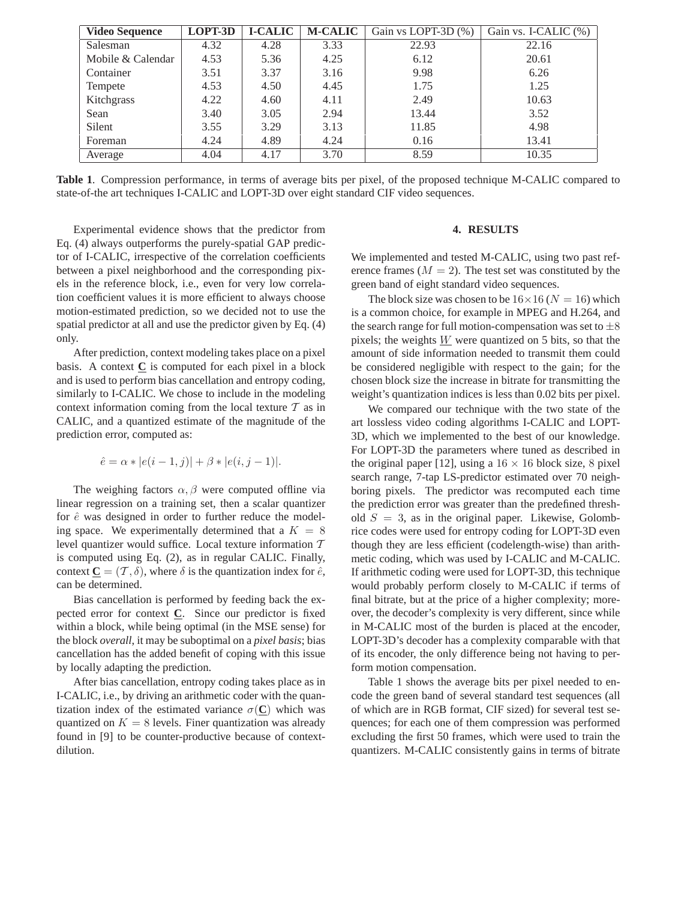| Video Sequence | LOPT-3D | I-CALIC | M-CALIC | Gain vs LOPT-3D (%) | Gain vs. I-CALIC (%) |
|---|---|---|---|---|---|
| Salesman | 4.32 | 4.28 | 3.33 | 22.93 | 22.16 |
| Mobile & Calendar | 4.53 | 5.36 | 4.25 | 6.12 | 20.61 |
| Container | 3.51 | 3.37 | 3.16 | 9.98 | 6.26 |
| Tempete | 4.53 | 4.50 | 4.45 | 1.75 | 1.25 |
| Kitchgrass | 4.22 | 4.60 | 4.11 | 2.49 | 10.63 |
| Sean | 3.40 | 3.05 | 2.94 | 13.44 | 3.52 |
| Silent | 3.55 | 3.29 | 3.13 | 11.85 | 4.98 |
| Foreman | 4.24 | 4.89 | 4.24 | 0.16 | 13.41 |
| Average | 4.04 | 4.17 | 3.70 | 8.59 | 10.35 |

**Table 1**. Compression performance, in terms of average bits per pixel, of the proposed technique M-CALIC compared to state-of-the art techniques I-CALIC and LOPT-3D over eight standard CIF video sequences.

Experimental evidence shows that the predictor from Eq. (4) always outperforms the purely-spatial GAP predictor of I-CALIC, irrespective of the correlation coefficients between a pixel neighborhood and the corresponding pixels in the reference block, i.e., even for very low correlation coefficient values it is more efficient to always choose motion-estimated prediction, so we decided not to use the spatial predictor at all and use the predictor given by Eq. (4) only.

After prediction, context modeling takes place on a pixel basis. A context $\underline{\mathbf{C}}$ is computed for each pixel in a block and is used to perform bias cancellation and entropy coding, similarly to I-CALIC. We chose to include in the modeling context information coming from the local texture $\mathcal{T}$ as in CALIC, and a quantized estimate of the magnitude of the prediction error, computed as:

$$\hat{e} = \alpha * |e(i-1,j)| + \beta * |e(i,j-1)|.$$

The weighing factors $\alpha, \beta$ were computed offline via linear regression on a training set, then a scalar quantizer for $\hat{e}$ was designed in order to further reduce the modeling space. We experimentally determined that a $K = 8$ level quantizer would suffice. Local texture information $\mathcal{T}$ is computed using Eq. (2), as in regular CALIC. Finally, context $\underline{\mathbf{C}} = (\mathcal{T}, \delta)$, where $\delta$ is the quantization index for $\hat{e}$, can be determined.

Bias cancellation is performed by feeding back the expected error for context $\underline{\mathbf{C}}$. Since our predictor is fixed within a block, while being optimal (in the MSE sense) for the block *overall*, it may be suboptimal on a *pixel basis*; bias cancellation has the added benefit of coping with this issue by locally adapting the prediction.

After bias cancellation, entropy coding takes place as in I-CALIC, i.e., by driving an arithmetic coder with the quantization index of the estimated variance $\sigma(\underline{\mathbf{C}})$ which was quantized on $K = 8$ levels. Finer quantization was already found in [9] to be counter-productive because of context-dilution.

## 4. RESULTS

We implemented and tested M-CALIC, using two past reference frames ($M = 2$). The test set was constituted by the green band of eight standard video sequences.

The block size was chosen to be $16 \times 16$ ($N = 16$) which is a common choice, for example in MPEG and H.264, and the search range for full motion-compensation was set to $\pm 8$ pixels; the weights $\underline{W}$ were quantized on 5 bits, so that the amount of side information needed to transmit them could be considered negligible with respect to the gain; for the chosen block size the increase in bitrate for transmitting the weight's quantization indices is less than 0.02 bits per pixel.

We compared our technique with the two state of the art lossless video coding algorithms I-CALIC and LOPT-3D, which we implemented to the best of our knowledge. For LOPT-3D the parameters where tuned as described in the original paper [12], using a $16 \times 16$ block size, $8$ pixel search range, 7-tap LS-predictor estimated over 70 neighboring pixels. The predictor was recomputed each time the prediction error was greater than the predefined threshold $S = 3$, as in the original paper. Likewise, Golomb-rice codes were used for entropy coding for LOPT-3D even though they are less efficient (codelength-wise) than arithmetic coding, which was used by I-CALIC and M-CALIC. If arithmetic coding were used for LOPT-3D, this technique would probably perform closely to M-CALIC if terms of final bitrate, but at the price of a higher complexity; moreover, the decoder's complexity is very different, since while in M-CALIC most of the burden is placed at the encoder, LOPT-3D's decoder has a complexity comparable with that of its encoder, the only difference being not having to perform motion compensation.

Table 1 shows the average bits per pixel needed to encode the green band of several standard test sequences (all of which are in RGB format, CIF sized) for several test sequences; for each one of them compression was performed excluding the first 50 frames, which were used to train the quantizers. M-CALIC consistently gains in terms of bitrate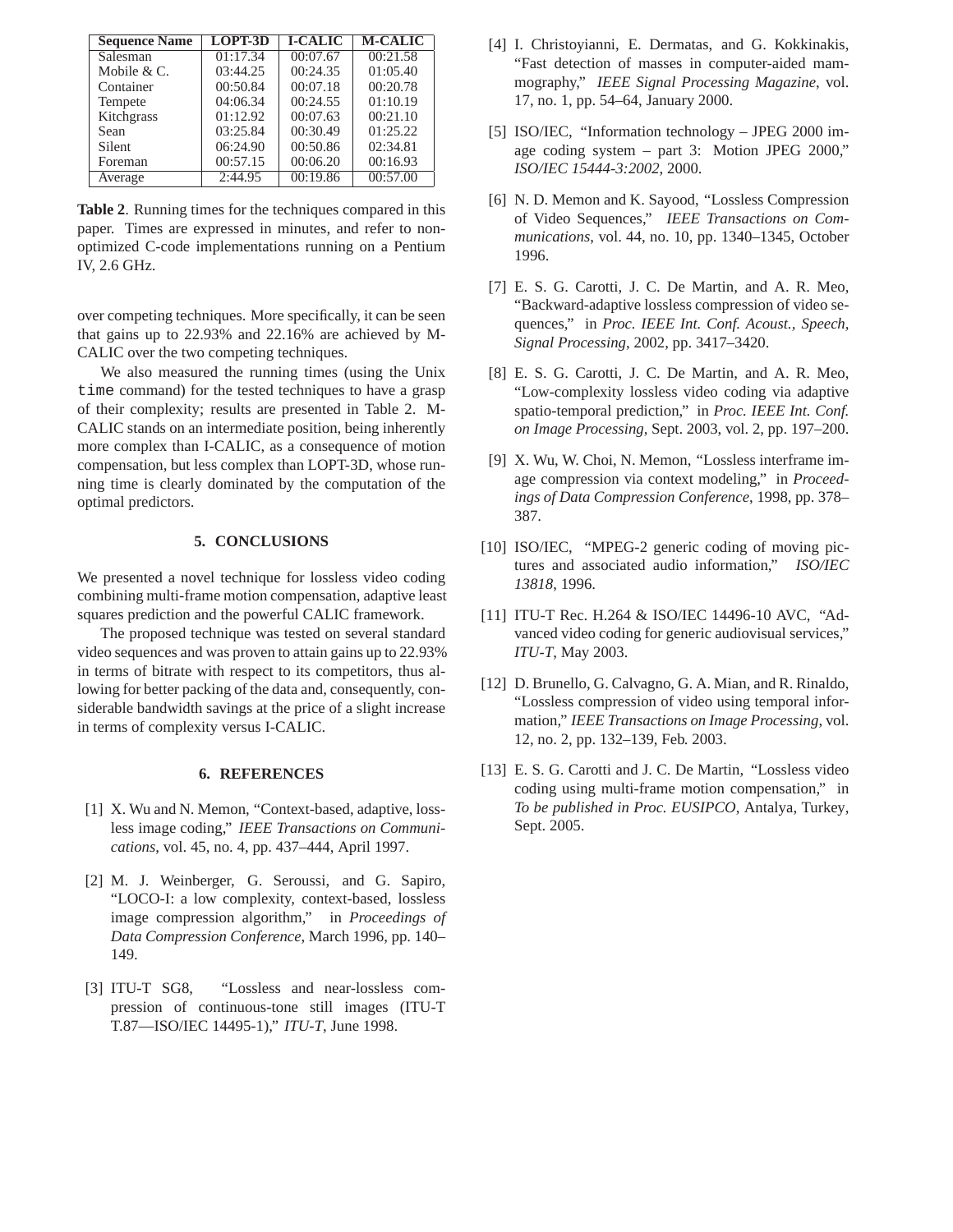| Sequence Name | LOPT-3D | I-CALIC | M-CALIC |
|---|---|---|---|
| Salesman | 01:17.34 | 00:07.67 | 00:21.58 |
| Mobile & C. | 03:44.25 | 00:24.35 | 01:05.40 |
| Container | 00:50.84 | 00:07.18 | 00:20.78 |
| Tempete | 04:06.34 | 00:24.55 | 01:10.19 |
| Kitchgrass | 01:12.92 | 00:07.63 | 00:21.10 |
| Sean | 03:25.84 | 00:30.49 | 01:25.22 |
| Silent | 06:24.90 | 00:50.86 | 02:34.81 |
| Foreman | 00:57.15 | 00:06.20 | 00:16.93 |
| Average | 2:44.95 | 00:19.86 | 00:57.00 |

**Table 2**. Running times for the techniques compared in this paper. Times are expressed in minutes, and refer to non-optimized C-code implementations running on a Pentium IV, 2.6 GHz.

over competing techniques. More specifically, it can be seen that gains up to 22.93% and 22.16% are achieved by M-CALIC over the two competing techniques.

We also measured the running times (using the Unix `time` command) for the tested techniques to have a grasp of their complexity; results are presented in Table 2. M-CALIC stands on an intermediate position, being inherently more complex than I-CALIC, as a consequence of motion compensation, but less complex than LOPT-3D, whose running time is clearly dominated by the computation of the optimal predictors.

## 5. CONCLUSIONS

We presented a novel technique for lossless video coding combining multi-frame motion compensation, adaptive least squares prediction and the powerful CALIC framework.

The proposed technique was tested on several standard video sequences and was proven to attain gains up to 22.93% in terms of bitrate with respect to its competitors, thus allowing for better packing of the data and, consequently, considerable bandwidth savings at the price of a slight increase in terms of complexity versus I-CALIC.

## 6. REFERENCES

[1] X. Wu and N. Memon, "Context-based, adaptive, lossless image coding," *IEEE Transactions on Communications*, vol. 45, no. 4, pp. 437–444, April 1997.

[2] M. J. Weinberger, G. Seroussi, and G. Sapiro, "LOCO-I: a low complexity, context-based, lossless image compression algorithm," in *Proceedings of Data Compression Conference*, March 1996, pp. 140–149.

[3] ITU-T SG8, "Lossless and near-lossless compression of continuous-tone still images (ITU-T T.87—ISO/IEC 14495-1)," *ITU-T*, June 1998.

[4] I. Christoyianni, E. Dermatas, and G. Kokkinakis, "Fast detection of masses in computer-aided mammography," *IEEE Signal Processing Magazine*, vol. 17, no. 1, pp. 54–64, January 2000.

[5] ISO/IEC, "Information technology – JPEG 2000 image coding system – part 3: Motion JPEG 2000," *ISO/IEC 15444-3:2002*, 2000.

[6] N. D. Memon and K. Sayood, "Lossless Compression of Video Sequences," *IEEE Transactions on Communications*, vol. 44, no. 10, pp. 1340–1345, October 1996.

[7] E. S. G. Carotti, J. C. De Martin, and A. R. Meo, "Backward-adaptive lossless compression of video sequences," in *Proc. IEEE Int. Conf. Acoust., Speech, Signal Processing*, 2002, pp. 3417–3420.

[8] E. S. G. Carotti, J. C. De Martin, and A. R. Meo, "Low-complexity lossless video coding via adaptive spatio-temporal prediction," in *Proc. IEEE Int. Conf. on Image Processing*, Sept. 2003, vol. 2, pp. 197–200.

[9] X. Wu, W. Choi, N. Memon, "Lossless interframe image compression via context modeling," in *Proceedings of Data Compression Conference*, 1998, pp. 378–387.

[10] ISO/IEC, "MPEG-2 generic coding of moving pictures and associated audio information," *ISO/IEC 13818*, 1996.

[11] ITU-T Rec. H.264 & ISO/IEC 14496-10 AVC, "Advanced video coding for generic audiovisual services," *ITU-T*, May 2003.

[12] D. Brunello, G. Calvagno, G. A. Mian, and R. Rinaldo, "Lossless compression of video using temporal information," *IEEE Transactions on Image Processing*, vol. 12, no. 2, pp. 132–139, Feb. 2003.

[13] E. S. G. Carotti and J. C. De Martin, "Lossless video coding using multi-frame motion compensation," in *To be published in Proc. EUSIPCO*, Antalya, Turkey, Sept. 2005.